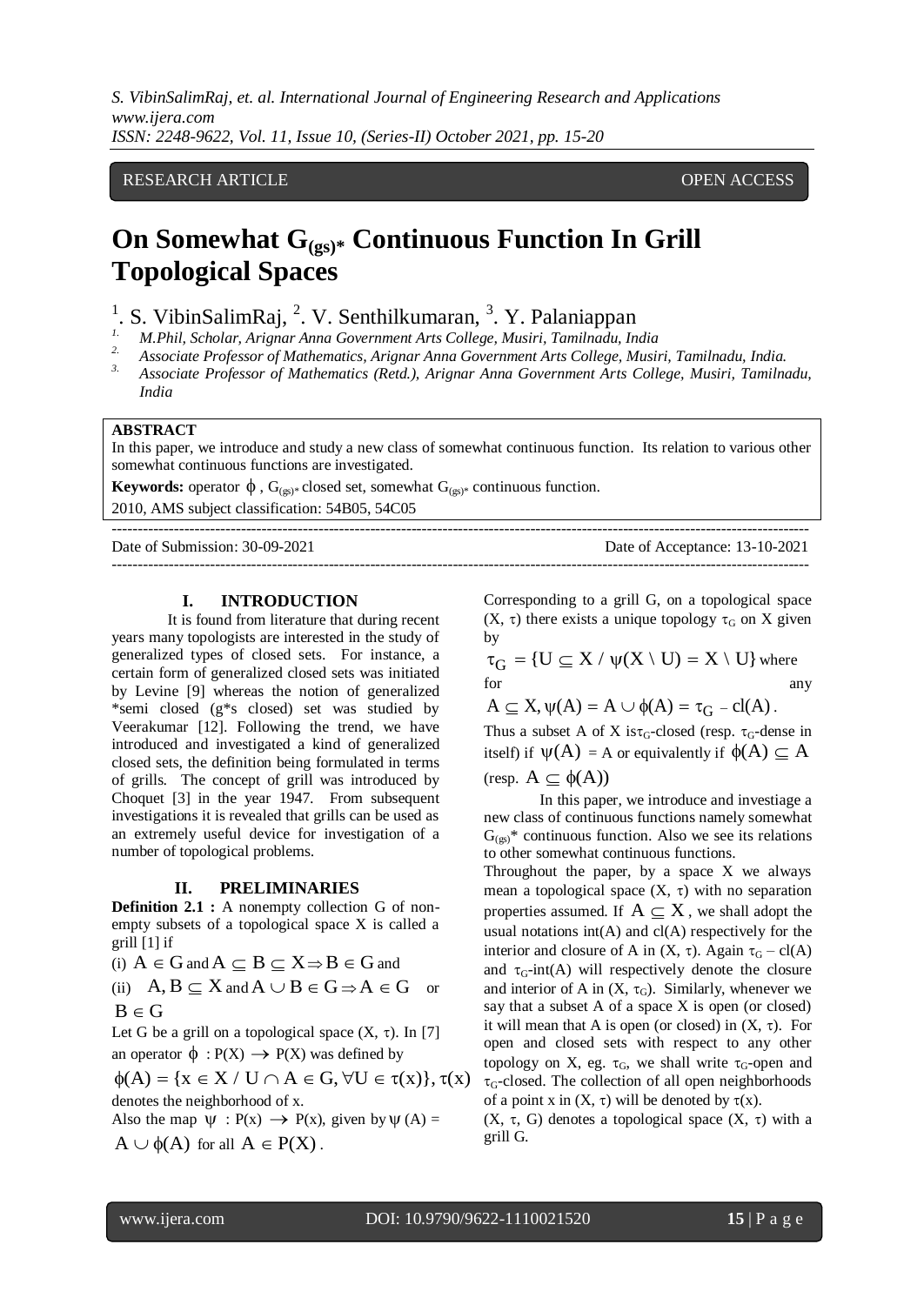RESEARCH ARTICLE OPEN ACCESS

# On Somewhat $G_{(gs)*}$ Continuous Function In Grill Topological Spaces

[1]. S. VibinSalimRaj, [2]. V. Senthilkumaran, [3]. Y. Palaniappan

1. M.Phil, Scholar, Arignar Anna Government Arts College, Musiri, Tamilnadu, India
2. Associate Professor of Mathematics, Arignar Anna Government Arts College, Musiri, Tamilnadu, India.
3. Associate Professor of Mathematics (Retd.), Arignar Anna Government Arts College, Musiri, Tamilnadu, India

**ABSTRACT**

In this paper, we introduce and study a new class of somewhat continuous function. Its relation to various other somewhat continuous functions are investigated.

**Keywords:** operator $\phi$, $G_{(gs)*}$ closed set, somewhat $G_{(gs)*}$ continuous function.

2010, AMS subject classification: 54B05, 54C05

Date of Submission: 30-09-2021 Date of Acceptance: 13-10-2021

## I. INTRODUCTION

It is found from literature that during recent years many topologists are interested in the study of generalized types of closed sets. For instance, a certain form of generalized closed sets was initiated by Levine [9] whereas the notion of generalized \*semi closed (g\*s closed) set was studied by Veerakumar [12]. Following the trend, we have introduced and investigated a kind of generalized closed sets, the definition being formulated in terms of grills. The concept of grill was introduced by Choquet [3] in the year 1947. From subsequent investigations it is revealed that grills can be used as an extremely useful device for investigation of a number of topological problems.

## II. PRELIMINARIES

**Definition 2.1 :** A nonempty collection G of non-empty subsets of a topological space X is called a grill [1] if

(i) $A \in G$ and $A \subseteq B \subseteq X \Rightarrow B \in G$ and

(ii) $A, B \subseteq X$ and $A \cup B \in G \Rightarrow A \in G$ or $B \in G$

Let G be a grill on a topological space $(X, \tau)$. In [7] an operator $\phi : P(X) \rightarrow P(X)$ was defined by

$\phi(A) = \{x \in X / U \cap A \in G, \forall U \in \tau(x)\}$, $\tau(x)$ denotes the neighborhood of x.

Also the map $\psi : P(x) \rightarrow P(x)$, given by $\psi(A) = A \cup \phi(A)$ for all $A \in P(X)$.

Corresponding to a grill G, on a topological space $(X, \tau)$ there exists a unique topology $\tau_G$ on X given by

$\tau_G = \{U \subseteq X / \psi(X \setminus U) = X \setminus U\}$ where for any $A \subseteq X, \psi(A) = A \cup \phi(A) = \tau_G - cl(A)$.

Thus a subset A of X is $\tau_G$-closed (resp. $\tau_G$-dense in itself) if $\psi(A) = A$ or equivalently if $\phi(A) \subseteq A$ (resp. $A \subseteq \phi(A)$)

In this paper, we introduce and investiage a new class of continuous functions namely somewhat $G_{(gs)}$\* continuous function. Also we see its relations to other somewhat continuous functions.

Throughout the paper, by a space X we always mean a topological space $(X, \tau)$ with no separation properties assumed. If $A \subseteq X$, we shall adopt the usual notations int(A) and cl(A) respectively for the interior and closure of A in $(X, \tau)$. Again $\tau_G - cl(A)$ and $\tau_G$-int(A) will respectively denote the closure and interior of A in $(X, \tau_G)$. Similarly, whenever we say that a subset A of a space X is open (or closed) it will mean that A is open (or closed) in $(X, \tau)$. For open and closed sets with respect to any other topology on X, eg. $\tau_G$, we shall write $\tau_G$-open and $\tau_G$-closed. The collection of all open neighborhoods of a point x in $(X, \tau)$ will be denoted by $\tau(x)$.

$(X, \tau, G)$ denotes a topological space $(X, \tau)$ with a grill G.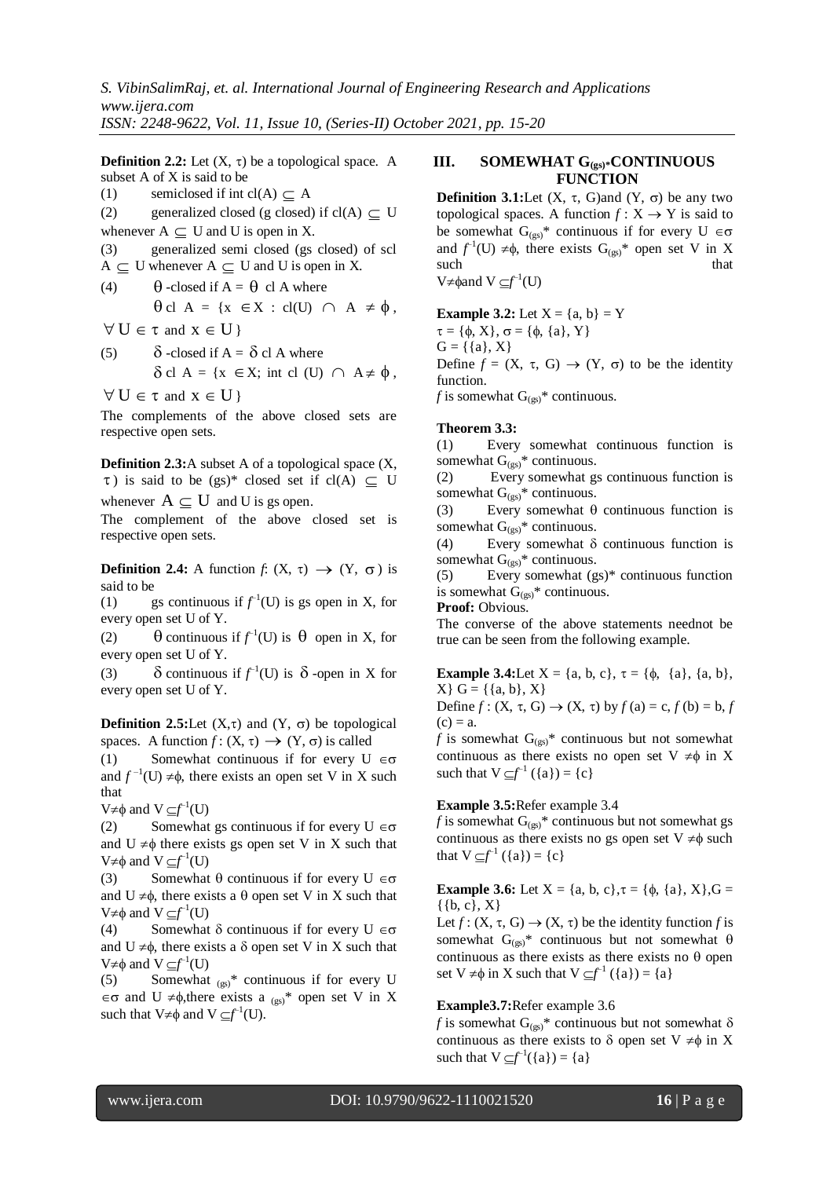**Definition 2.2:** Let $(X, \tau)$ be a topological space. A subset A of X is said to be

(1) semiclosed if int cl(A) $\subseteq$ A

(2) generalized closed (g closed) if cl(A) $\subseteq$ U whenever A $\subseteq$ U and U is open in X.

(3) generalized semi closed (gs closed) of scl A $\subseteq$ U whenever A $\subseteq$ U and U is open in X.

(4) $\theta$ -closed if A = $\theta$ cl A where $\theta$ cl A = {x $\in$ X : cl(U) $\cap$ A $\neq \phi$, $\forall$ U $\in \tau$ and x $\in$ U }

(5) $\delta$ -closed if A = $\delta$ cl A where $\delta$ cl A = {x $\in$ X; int cl (U) $\cap$ A$\neq \phi$, $\forall$ U $\in \tau$ and x $\in$ U }

The complements of the above closed sets are respective open sets.

**Definition 2.3:** A subset A of a topological space $(X, \tau)$ is said to be (gs)* closed set if cl(A) $\subseteq$ U whenever A $\subseteq$ U and U is gs open.

The complement of the above closed set is respective open sets.

**Definition 2.4:** A function $f$: $(X, \tau) \rightarrow (Y, \sigma)$ is said to be

(1) gs continuous if $f^{-1}$(U) is gs open in X, for every open set U of Y.

(2) $\theta$ continuous if $f^{-1}$(U) is $\theta$ open in X, for every open set U of Y.

(3) $\delta$ continuous if $f^{-1}$(U) is $\delta$ -open in X for every open set U of Y.

**Definition 2.5:** Let $(X,\tau)$ and $(Y, \sigma)$ be topological spaces. A function $f : (X, \tau) \rightarrow (Y, \sigma)$ is called

(1) Somewhat continuous if for every U $\in\sigma$ and $f^{-1}$(U) $\neq\phi$, there exists an open set V in X such that V$\neq\phi$ and V $\subseteq f^{-1}$(U)

(2) Somewhat gs continuous if for every U $\in\sigma$ and U $\neq\phi$ there exists gs open set V in X such that V$\neq\phi$ and V $\subseteq f^{-1}$(U)

(3) Somewhat $\theta$ continuous if for every U $\in\sigma$ and U $\neq\phi$, there exists a $\theta$ open set V in X such that V$\neq\phi$ and V $\subseteq f^{-1}$(U)

(4) Somewhat $\delta$ continuous if for every U $\in\sigma$ and U $\neq\phi$, there exists a $\delta$ open set V in X such that V$\neq\phi$ and V $\subseteq f^{-1}$(U)

(5) Somewhat $_{(gs)}$* continuous if for every U $\in\sigma$ and U $\neq\phi$,there exists a $_{(gs)}$* open set V in X such that V$\neq\phi$ and V $\subseteq f^{-1}$(U).

## III. SOMEWHAT $G_{(gs)^*}$CONTINUOUS FUNCTION

**Definition 3.1:** Let $(X, \tau, G)$ and $(Y, \sigma)$ be any two topological spaces. A function $f : X \rightarrow Y$ is said to be somewhat $G_{(gs)}$* continuous if for every U $\in\sigma$ and $f^{-1}$(U) $\neq\phi$, there exists $G_{(gs)}$* open set V in X such that V$\neq\phi$and V $\subseteq f^{-1}$(U)

**Example 3.2:** Let X = {a, b} = Y

$\tau$ = {$\phi$, X}, $\sigma$ = {$\phi$, {a}, Y}

G = {{a}, X}

Define $f$ = $(X, \tau, G) \rightarrow (Y, \sigma)$ to be the identity function.

$f$ is somewhat $G_{(gs)}$* continuous.

**Theorem 3.3:**

(1) Every somewhat continuous function is somewhat $G_{(gs)}$* continuous.

(2) Every somewhat gs continuous function is somewhat $G_{(gs)}$* continuous.

(3) Every somewhat $\theta$ continuous function is somewhat $G_{(gs)}$* continuous.

(4) Every somewhat $\delta$ continuous function is somewhat $G_{(gs)}$* continuous.

(5) Every somewhat (gs)* continuous function is somewhat $G_{(gs)}$* continuous.

**Proof:** Obvious.

The converse of the above statements neednot be true can be seen from the following example.

**Example 3.4:** Let X = {a, b, c}, $\tau$ = {$\phi$, {a}, {a, b}, X} G = {{a, b}, X}

Define $f : (X, \tau, G) \rightarrow (X, \tau)$ by $f$ (a) = c, $f$ (b) = b, $f$ (c) = a.

$f$ is somewhat $G_{(gs)}$* continuous but not somewhat continuous as there exists no open set V $\neq\phi$ in X such that V $\subseteq f^{-1}$ ({a}) = {c}

**Example 3.5:** Refer example 3.4

$f$ is somewhat $G_{(gs)}$* continuous but not somewhat gs continuous as there exists no gs open set V $\neq\phi$ such that V $\subseteq f^{-1}$ ({a}) = {c}

**Example 3.6:** Let X = {a, b, c},$\tau$ = {$\phi$, {a}, X},G = {{b, c}, X}

Let $f : (X, \tau, G) \rightarrow (X, \tau)$ be the identity function $f$ is somewhat $G_{(gs)}$* continuous but not somewhat $\theta$ continuous as there exists as there exists no $\theta$ open set V $\neq\phi$ in X such that V $\subseteq f^{-1}$ ({a}) = {a}

**Example3.7:** Refer example 3.6

$f$ is somewhat $G_{(gs)}$* continuous but not somewhat $\delta$ continuous as there exists to $\delta$ open set V $\neq\phi$ in X such that V $\subseteq f^{-1}$({a}) = {a}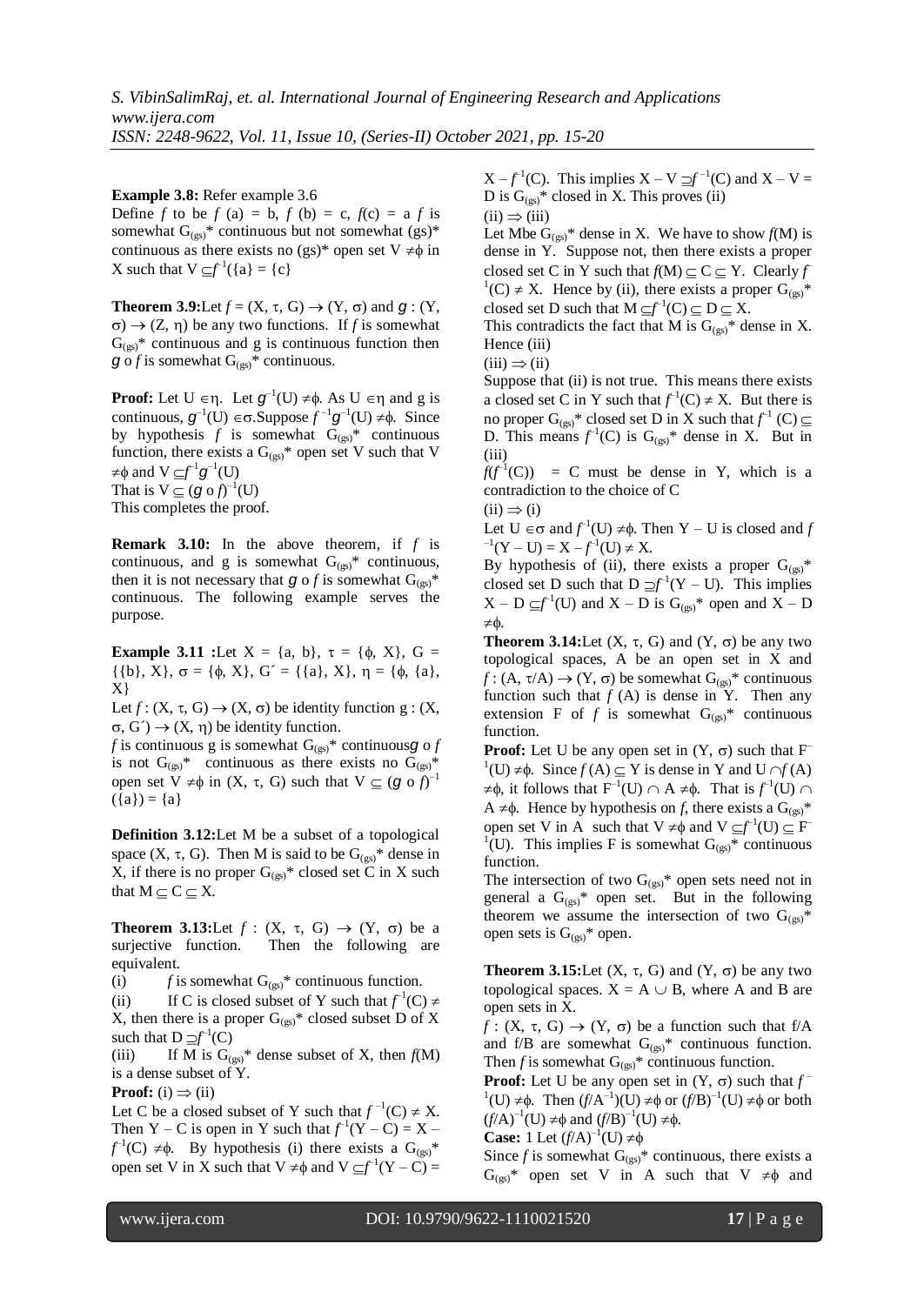**Example 3.8:** Refer example 3.6

Define $f$ to be $f(a) = b$, $f(b) = c$, $f(c) = a$ $f$ is somewhat $G_{(gs)}$* continuous but not somewhat (gs)* continuous as there exists no (gs)* open set $V \neq \phi$ in X such that $V \subseteq f^{-1}(\{a\} = \{c\}$

**Theorem 3.9:** Let $f = (X, \tau, G) \to (Y, \sigma)$ and $g : (Y, \sigma) \to (Z, \eta)$ be any two functions. If $f$ is somewhat $G_{(gs)}$* continuous and g is continuous function then $g \circ f$ is somewhat $G_{(gs)}$* continuous.

**Proof:** Let $U \in \eta$. Let $g^{-1}(U) \neq \phi$. As $U \in \eta$ and g is continuous, $g^{-1}(U) \in \sigma$. Suppose $f^{-1}g^{-1}(U) \neq \phi$. Since by hypothesis $f$ is somewhat $G_{(gs)}$* continuous function, there exists a $G_{(gs)}$* open set V such that $V \neq \phi$ and $V \subseteq f^{-1}g^{-1}(U)$

That is $V \subseteq (g \circ f)^{-1}(U)$

This completes the proof.

**Remark 3.10:** In the above theorem, if $f$ is continuous, and g is somewhat $G_{(gs)}$* continuous, then it is not necessary that $g \circ f$ is somewhat $G_{(gs)}$* continuous. The following example serves the purpose.

**Example 3.11 :** Let $X = \{a, b\}$, $\tau = \{\phi, X\}$, $G = \{\{b\}, X\}$, $\sigma = \{\phi, X\}$, $G' = \{\{a\}, X\}$, $\eta = \{\phi, \{a\}, X\}$

Let $f : (X, \tau, G) \to (X, \sigma)$ be identity function $g : (X, \sigma, G') \to (X, \eta)$ be identity function.

$f$ is continuous g is somewhat $G_{(gs)}$* continuous $g \circ f$ is not $G_{(gs)}$* continuous as there exists no $G_{(gs)}$* open set $V \neq \phi$ in $(X, \tau, G)$ such that $V \subseteq (g \circ f)^{-1}(\{a\}) = \{a\}$

**Definition 3.12:** Let M be a subset of a topological space $(X, \tau, G)$. Then M is said to be $G_{(gs)}$* dense in X, if there is no proper $G_{(gs)}$* closed set C in X such that $M \subseteq C \subseteq X$.

**Theorem 3.13:** Let $f : (X, \tau, G) \to (Y, \sigma)$ be a surjective function. Then the following are equivalent.

(i) $f$ is somewhat $G_{(gs)}$* continuous function.

(ii) If C is closed subset of Y such that $f^{-1}(C) \neq X$, then there is a proper $G_{(gs)}$* closed subset D of X such that $D \supseteq f^{-1}(C)$

(iii) If M is $G_{(gs)}$* dense subset of X, then $f(M)$ is a dense subset of Y.

**Proof:** (i) $\Rightarrow$ (ii)

Let C be a closed subset of Y such that $f^{-1}(C) \neq X$. Then $Y - C$ is open in Y such that $f^{-1}(Y - C) = X - f^{-1}(C) \neq \phi$. By hypothesis (i) there exists a $G_{(gs)}$* open set V in X such that $V \neq \phi$ and $V \subseteq f^{-1}(Y - C) = X - f^{-1}(C)$. This implies $X - V \supseteq f^{-1}(C)$ and $X - V = D$ is $G_{(gs)}$* closed in X. This proves (ii)

(ii) $\Rightarrow$ (iii)

Let M be $G_{(gs)}$* dense in X. We have to show $f(M)$ is dense in Y. Suppose not, then there exists a proper closed set C in Y such that $f(M) \subseteq C \subseteq Y$. Clearly $f^{-1}(C) \neq X$. Hence by (ii), there exists a proper $G_{(gs)}$* closed set D such that $M \subseteq f^{-1}(C) \subseteq D \subseteq X$.

This contradicts the fact that M is $G_{(gs)}$* dense in X. Hence (iii)

(iii) $\Rightarrow$ (ii)

Suppose that (ii) is not true. This means there exists a closed set C in Y such that $f^{-1}(C) \neq X$. But there is no proper $G_{(gs)}$* closed set D in X such that $f^{-1}(C) \subseteq D$. This means $f^{-1}(C)$ is $G_{(gs)}$* dense in X. But in (iii)

$f(f^{-1}(C)) = C$ must be dense in Y, which is a contradiction to the choice of C

(ii) $\Rightarrow$ (i)

Let $U \in \sigma$ and $f^{-1}(U) \neq \phi$. Then $Y - U$ is closed and $f^{-1}(Y - U) = X - f^{-1}(U) \neq X$.

By hypothesis of (ii), there exists a proper $G_{(gs)}$* closed set D such that $D \supseteq f^{-1}(Y - U)$. This implies $X - D \subseteq f^{-1}(U)$ and $X - D$ is $G_{(gs)}$* open and $X - D \neq \phi$.

**Theorem 3.14:** Let $(X, \tau, G)$ and $(Y, \sigma)$ be any two topological spaces, A be an open set in X and $f : (A, \tau/A) \to (Y, \sigma)$ be somewhat $G_{(gs)}$* continuous function such that $f(A)$ is dense in Y. Then any extension F of $f$ is somewhat $G_{(gs)}$* continuous function.

**Proof:** Let U be any open set in $(Y, \sigma)$ such that $F^{-1}(U) \neq \phi$. Since $f(A) \subseteq Y$ is dense in Y and $U \cap f(A) \neq \phi$, it follows that $F^{-1}(U) \cap A \neq \phi$. That is $f^{-1}(U) \cap A \neq \phi$. Hence by hypothesis on $f$, there exists a $G_{(gs)}$* open set V in A such that $V \neq \phi$ and $V \subseteq f^{-1}(U) \subseteq F^{-1}(U)$. This implies F is somewhat $G_{(gs)}$* continuous function.

The intersection of two $G_{(gs)}$* open sets need not in general a $G_{(gs)}$* open set. But in the following theorem we assume the intersection of two $G_{(gs)}$* open sets is $G_{(gs)}$* open.

**Theorem 3.15:** Let $(X, \tau, G)$ and $(Y, \sigma)$ be any two topological spaces. $X = A \cup B$, where A and B are open sets in X.

$f : (X, \tau, G) \to (Y, \sigma)$ be a function such that f/A and f/B are somewhat $G_{(gs)}$* continuous function. Then $f$ is somewhat $G_{(gs)}$* continuous function.

**Proof:** Let U be any open set in $(Y, \sigma)$ such that $f^{-1}(U) \neq \phi$. Then $(f/A^{-1})(U) \neq \phi$ or $(f/B)^{-1}(U) \neq \phi$ or both $(f/A)^{-1}(U) \neq \phi$ and $(f/B)^{-1}(U) \neq \phi$.

**Case:** 1 Let $(f/A)^{-1}(U) \neq \phi$

Since $f$ is somewhat $G_{(gs)}$* continuous, there exists a $G_{(gs)}$* open set V in A such that $V \neq \phi$ and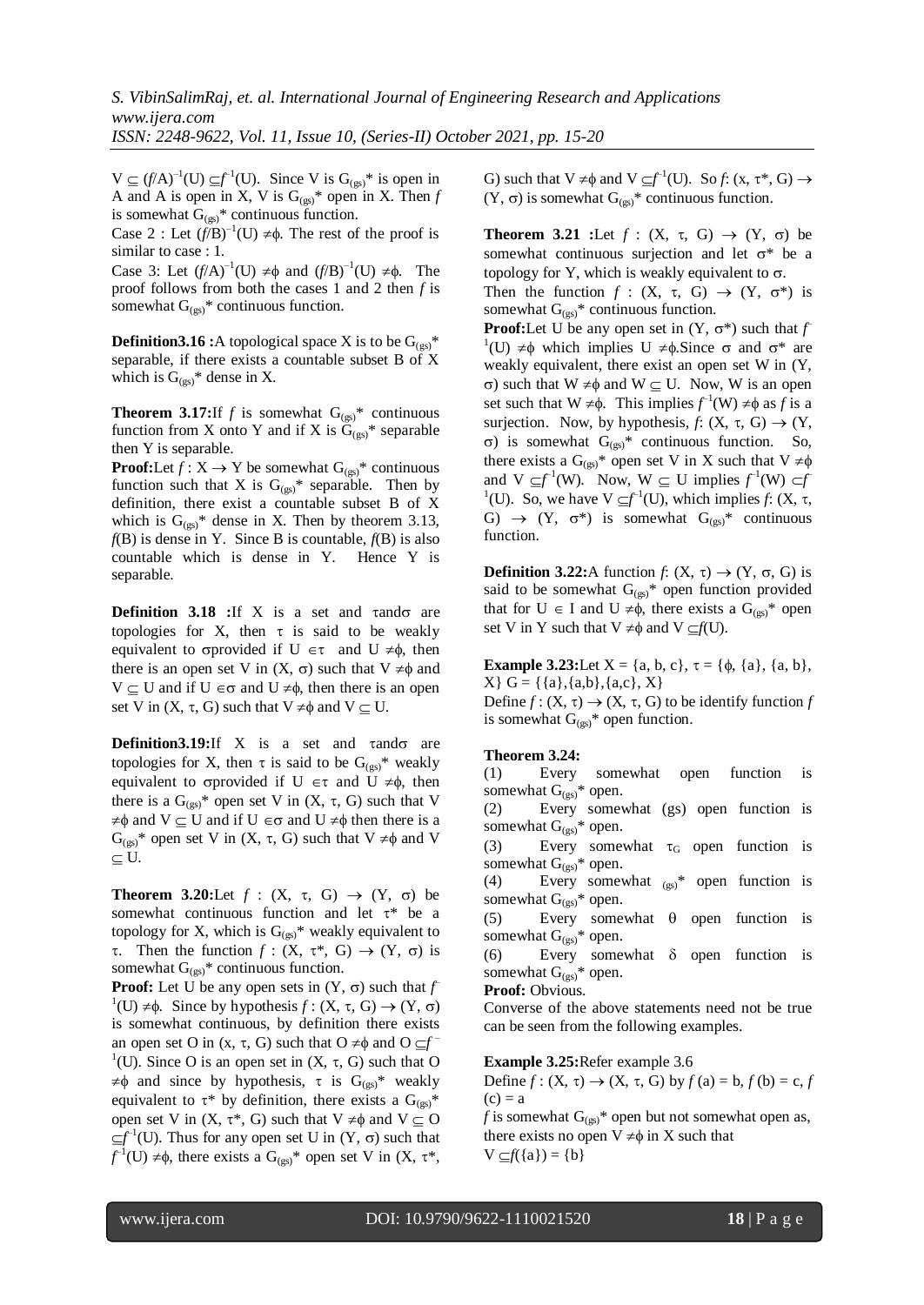$V \subseteq (f/A)^{-1}(U) \subseteq f^{-1}(U)$. Since V is $G_{(gs)}$* is open in A and A is open in X, V is $G_{(gs)}$* open in X. Then $f$ is somewhat $G_{(gs)}$* continuous function.

Case 2 : Let $(f/B)^{-1}(U) \neq \phi$. The rest of the proof is similar to case : 1.

Case 3: Let $(f/A)^{-1}(U) \neq \phi$ and $(f/B)^{-1}(U) \neq \phi$. The proof follows from both the cases 1 and 2 then $f$ is somewhat $G_{(gs)}$* continuous function.

**Definition3.16 :**A topological space X is to be $G_{(gs)}$* separable, if there exists a countable subset B of X which is $G_{(gs)}$* dense in X.

**Theorem 3.17:**If $f$ is somewhat $G_{(gs)}$* continuous function from X onto Y and if X is $G_{(gs)}$* separable then Y is separable.

**Proof:**Let $f : X \rightarrow Y$ be somewhat $G_{(gs)}$* continuous function such that X is $G_{(gs)}$* separable. Then by definition, there exist a countable subset B of X which is $G_{(gs)}$* dense in X. Then by theorem 3.13, $f$(B) is dense in Y. Since B is countable, $f$(B) is also countable which is dense in Y. Hence Y is separable.

**Definition 3.18 :**If X is a set and $\tau$and$\sigma$ are topologies for X, then $\tau$ is said to be weakly equivalent to $\sigma$provided if $U \in \tau$ and $U \neq \phi$, then there is an open set V in $(X, \sigma)$ such that $V \neq \phi$ and $V \subseteq U$ and if $U \in \sigma$ and $U \neq \phi$, then there is an open set V in $(X, \tau, G)$ such that $V \neq \phi$ and $V \subseteq U$.

**Definition3.19:**If X is a set and $\tau$and$\sigma$ are topologies for X, then $\tau$ is said to be $G_{(gs)}$* weakly equivalent to $\sigma$provided if $U \in \tau$ and $U \neq \phi$, then there is a $G_{(gs)}$* open set V in $(X, \tau, G)$ such that $V \neq \phi$ and $V \subseteq U$ and if $U \in \sigma$ and $U \neq \phi$ then there is a $G_{(gs)}$* open set V in $(X, \tau, G)$ such that $V \neq \phi$ and $V \subseteq U$.

**Theorem 3.20:**Let $f : (X, \tau, G) \rightarrow (Y, \sigma)$ be somewhat continuous function and let $\tau$* be a topology for X, which is $G_{(gs)}$* weakly equivalent to $\tau$. Then the function $f : (X, \tau^*, G) \rightarrow (Y, \sigma)$ is somewhat $G_{(gs)}$* continuous function.

**Proof:** Let U be any open sets in $(Y, \sigma)$ such that $f^{-1}(U) \neq \phi$. Since by hypothesis $f : (X, \tau, G) \rightarrow (Y, \sigma)$ is somewhat continuous, by definition there exists an open set O in $(x, \tau, G)$ such that $O \neq \phi$ and $O \subseteq f^{-1}(U)$. Since O is an open set in $(X, \tau, G)$ such that $O \neq \phi$ and since by hypothesis, $\tau$ is $G_{(gs)}$* weakly equivalent to $\tau$* by definition, there exists a $G_{(gs)}$* open set V in $(X, \tau^*, G)$ such that $V \neq \phi$ and $V \subseteq O \subseteq f^{-1}(U)$. Thus for any open set U in $(Y, \sigma)$ such that $f^{-1}(U) \neq \phi$, there exists a $G_{(gs)}$* open set V in $(X, \tau^*, G)$ such that $V \neq \phi$ and $V \subseteq f^{-1}(U)$. So $f: (x, \tau^*, G) \rightarrow (Y, \sigma)$ is somewhat $G_{(gs)}$* continuous function.

**Theorem 3.21 :**Let $f : (X, \tau, G) \rightarrow (Y, \sigma)$ be somewhat continuous surjection and let $\sigma$* be a topology for Y, which is weakly equivalent to $\sigma$.

Then the function $f : (X, \tau, G) \rightarrow (Y, \sigma^*)$ is somewhat $G_{(gs)}$* continuous function.

**Proof:**Let U be any open set in $(Y, \sigma^*)$ such that $f^{-1}(U) \neq \phi$ which implies $U \neq \phi$.Since $\sigma$ and $\sigma$* are weakly equivalent, there exist an open set W in $(Y, \sigma)$ such that $W \neq \phi$ and $W \subseteq U$. Now, W is an open set such that $W \neq \phi$. This implies $f^{-1}(W) \neq \phi$ as $f$ is a surjection. Now, by hypothesis, $f: (X, \tau, G) \rightarrow (Y, \sigma)$ is somewhat $G_{(gs)}$* continuous function. So, there exists a $G_{(gs)}$* open set V in X such that $V \neq \phi$ and $V \subseteq f^{-1}(W)$. Now, $W \subseteq U$ implies $f^{-1}(W) \subset f^{-1}(U)$. So, we have $V \subseteq f^{-1}(U)$, which implies $f: (X, \tau, G) \rightarrow (Y, \sigma^*)$ is somewhat $G_{(gs)}$* continuous function.

**Definition 3.22:**A function $f: (X, \tau) \rightarrow (Y, \sigma, G)$ is said to be somewhat $G_{(gs)}$* open function provided that for $U \in I$ and $U \neq \phi$, there exists a $G_{(gs)}$* open set V in Y such that $V \neq \phi$ and $V \subseteq f(U)$.

**Example 3.23:**Let X = {a, b, c}, $\tau$ = {$\phi$, {a}, {a, b}, X} G = {{a},{a,b},{a,c}, X}

Define $f : (X, \tau) \rightarrow (X, \tau, G)$ to be identify function $f$ is somewhat $G_{(gs)}$* open function.

**Theorem 3.24:**

(1) Every somewhat open function is somewhat $G_{(gs)}$* open.

(2) Every somewhat (gs) open function is somewhat $G_{(gs)}$* open.

(3) Every somewhat $\tau_G$ open function is somewhat $G_{(gs)}$* open.

(4) Every somewhat $_{(gs)}$* open function is somewhat $G_{(gs)}$* open.

(5) Every somewhat $\theta$ open function is somewhat $G_{(gs)}$* open.

(6) Every somewhat $\delta$ open function is somewhat $G_{(gs)}$* open.

**Proof:** Obvious.

Converse of the above statements need not be true can be seen from the following examples.

**Example 3.25:**Refer example 3.6

Define $f : (X, \tau) \rightarrow (X, \tau, G)$ by $f$ (a) = b, $f$ (b) = c, $f$ (c) = a

$f$ is somewhat $G_{(gs)}$* open but not somewhat open as, there exists no open $V \neq \phi$ in X such that

$V \subseteq f(\{a\}) = \{b\}$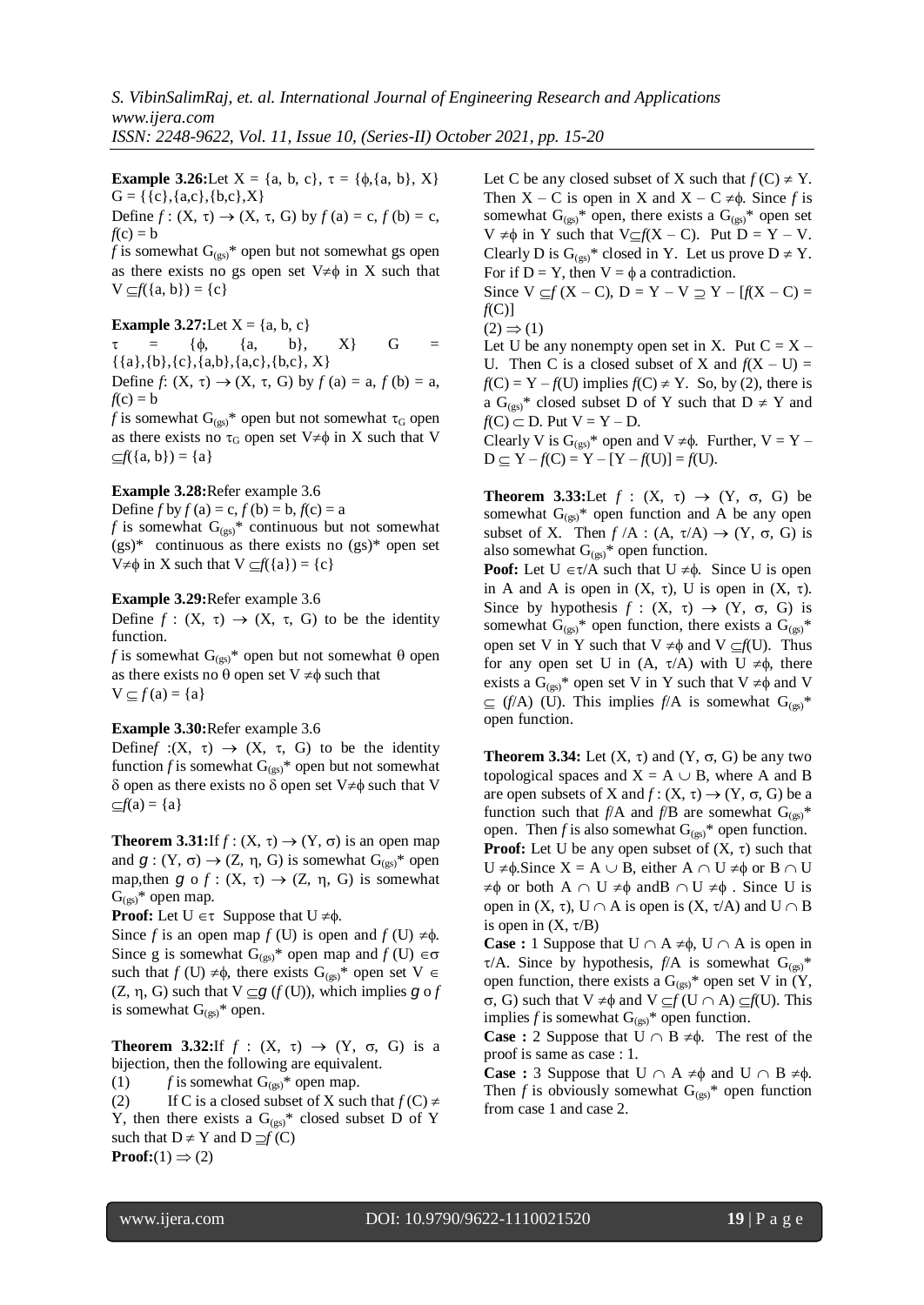**Example 3.26:** Let $X = \{a, b, c\}$, $\tau = \{\phi, \{a, b\}, X\}$ $G = \{\{c\}, \{a,c\}, \{b,c\}, X\}$

Define $f : (X, \tau) \rightarrow (X, \tau, G)$ by $f(a) = c$, $f(b) = c$, $f(c) = b$

$f$ is somewhat $G_{(gs)}$* open but not somewhat gs open as there exists no gs open set $V \neq \phi$ in X such that $V \subseteq f(\{a, b\}) = \{c\}$

**Example 3.27:** Let $X = \{a, b, c\}$

$\tau = \{\phi, \{a, b\}, X\}$ $G = \{\{a\}, \{b\}, \{c\}, \{a,b\}, \{a,c\}, \{b,c\}, X\}$

Define $f: (X, \tau) \rightarrow (X, \tau, G)$ by $f(a) = a$, $f(b) = a$, $f(c) = b$

$f$ is somewhat $G_{(gs)}$* open but not somewhat $\tau_G$ open as there exists no $\tau_G$ open set $V \neq \phi$ in X such that $V \subseteq f(\{a, b\}) = \{a\}$

**Example 3.28:** Refer example 3.6

Define $f$ by $f(a) = c$, $f(b) = b$, $f(c) = a$

$f$ is somewhat $G_{(gs)}$* continuous but not somewhat (gs)* continuous as there exists no (gs)* open set $V \neq \phi$ in X such that $V \subseteq f(\{a\}) = \{c\}$

**Example 3.29:** Refer example 3.6

Define $f : (X, \tau) \rightarrow (X, \tau, G)$ to be the identity function.

$f$ is somewhat $G_{(gs)}$* open but not somewhat $\theta$ open as there exists no $\theta$ open set $V \neq \phi$ such that $V \subseteq f(a) = \{a\}$

**Example 3.30:** Refer example 3.6

Define $f : (X, \tau) \rightarrow (X, \tau, G)$ to be the identity function $f$ is somewhat $G_{(gs)}$* open but not somewhat $\delta$ open as there exists no $\delta$ open set $V \neq \phi$ such that $V \subseteq f(a) = \{a\}$

**Theorem 3.31:** If $f : (X, \tau) \rightarrow (Y, \sigma)$ is an open map and $g : (Y, \sigma) \rightarrow (Z, \eta, G)$ is somewhat $G_{(gs)}$* open map, then $g \circ f : (X, \tau) \rightarrow (Z, \eta, G)$ is somewhat $G_{(gs)}$* open map.

**Proof:** Let $U \in \tau$ Suppose that $U \neq \phi$.

Since $f$ is an open map $f(U)$ is open and $f(U) \neq \phi$. Since g is somewhat $G_{(gs)}$* open map and $f(U) \in \sigma$ such that $f(U) \neq \phi$, there exists $G_{(gs)}$* open set $V \in (Z, \eta, G)$ such that $V \subseteq g(f(U))$, which implies $g \circ f$ is somewhat $G_{(gs)}$* open.

**Theorem 3.32:** If $f : (X, \tau) \rightarrow (Y, \sigma, G)$ is a bijection, then the following are equivalent.

(1) $f$ is somewhat $G_{(gs)}$* open map.

(2) If C is a closed subset of X such that $f(C) \neq Y$, then there exists a $G_{(gs)}$* closed subset D of Y such that $D \neq Y$ and $D \supseteq f(C)$

**Proof:** $(1) \Rightarrow (2)$

Let C be any closed subset of X such that $f(C) \neq Y$. Then $X - C$ is open in X and $X - C \neq \phi$. Since $f$ is somewhat $G_{(gs)}$* open, there exists a $G_{(gs)}$* open set $V \neq \phi$ in Y such that $V \subseteq f(X - C)$. Put $D = Y - V$. Clearly D is $G_{(gs)}$* closed in Y. Let us prove $D \neq Y$. For if $D = Y$, then $V = \phi$ a contradiction.

Since $V \subseteq f(X - C)$, $D = Y - V \supseteq Y - [f(X - C) = f(C)]$

$(2) \Rightarrow (1)$

Let U be any nonempty open set in X. Put $C = X - U$. Then C is a closed subset of X and $f(X - U) = f(C) = Y - f(U)$ implies $f(C) \neq Y$. So, by (2), there is a $G_{(gs)}$* closed subset D of Y such that $D \neq Y$ and $f(C) \subset D$. Put $V = Y - D$.

Clearly V is $G_{(gs)}$* open and $V \neq \phi$. Further, $V = Y - D \subseteq Y - f(C) = Y - [Y - f(U)] = f(U)$.

**Theorem 3.33:** Let $f : (X, \tau) \rightarrow (Y, \sigma, G)$ be somewhat $G_{(gs)}$* open function and A be any open subset of X. Then $f/A : (A, \tau/A) \rightarrow (Y, \sigma, G)$ is also somewhat $G_{(gs)}$* open function.

**Poof:** Let $U \in \tau/A$ such that $U \neq \phi$. Since U is open in A and A is open in $(X, \tau)$, U is open in $(X, \tau)$. Since by hypothesis $f : (X, \tau) \rightarrow (Y, \sigma, G)$ is somewhat $G_{(gs)}$* open function, there exists a $G_{(gs)}$* open set V in Y such that $V \neq \phi$ and $V \subseteq f(U)$. Thus for any open set U in $(A, \tau/A)$ with $U \neq \phi$, there exists a $G_{(gs)}$* open set V in Y such that $V \neq \phi$ and $V \subseteq (f/A)(U)$. This implies $f/A$ is somewhat $G_{(gs)}$* open function.

**Theorem 3.34:** Let $(X, \tau)$ and $(Y, \sigma, G)$ be any two topological spaces and $X = A \cup B$, where A and B are open subsets of X and $f : (X, \tau) \rightarrow (Y, \sigma, G)$ be a function such that $f/A$ and $f/B$ are somewhat $G_{(gs)}$* open. Then $f$ is also somewhat $G_{(gs)}$* open function.

**Proof:** Let U be any open subset of $(X, \tau)$ such that $U \neq \phi$. Since $X = A \cup B$, either $A \cap U \neq \phi$ or $B \cap U \neq \phi$ or both $A \cap U \neq \phi$ and $B \cap U \neq \phi$. Since U is open in $(X, \tau)$, $U \cap A$ is open is $(X, \tau/A)$ and $U \cap B$ is open in $(X, \tau/B)$

**Case : 1** Suppose that $U \cap A \neq \phi$, $U \cap A$ is open in $\tau/A$. Since by hypothesis, $f/A$ is somewhat $G_{(gs)}$* open function, there exists a $G_{(gs)}$* open set V in $(Y, \sigma, G)$ such that $V \neq \phi$ and $V \subseteq f(U \cap A) \subseteq f(U)$. This implies $f$ is somewhat $G_{(gs)}$* open function.

**Case : 2** Suppose that $U \cap B \neq \phi$. The rest of the proof is same as case : 1.

**Case : 3** Suppose that $U \cap A \neq \phi$ and $U \cap B \neq \phi$. Then $f$ is obviously somewhat $G_{(gs)}$* open function from case 1 and case 2.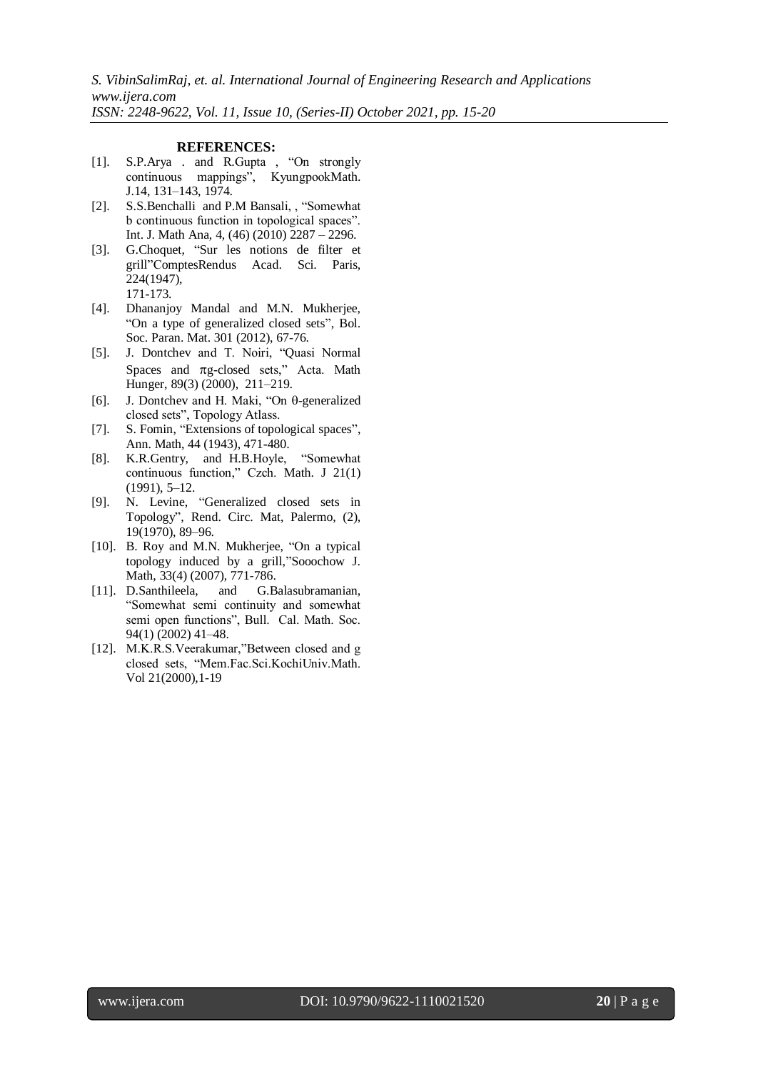**REFERENCES:**

[1]. S.P.Arya . and R.Gupta , "On strongly continuous mappings", KyungpookMath. J.14, 131–143, 1974.

[2]. S.S.Benchalli and P.M Bansali, , "Somewhat b continuous function in topological spaces". Int. J. Math Ana, 4, (46) (2010) 2287 – 2296.

[3]. G.Choquet, "Sur les notions de filter et grill"ComptesRendus Acad. Sci. Paris, 224(1947), 171-173.

[4]. Dhananjoy Mandal and M.N. Mukherjee, "On a type of generalized closed sets", Bol. Soc. Paran. Mat. 301 (2012), 67-76.

[5]. J. Dontchev and T. Noiri, "Quasi Normal Spaces and πg-closed sets," Acta. Math Hunger, 89(3) (2000), 211–219.

[6]. J. Dontchev and H. Maki, "On θ-generalized closed sets", Topology Atlass.

[7]. S. Fomin, "Extensions of topological spaces", Ann. Math, 44 (1943), 471-480.

[8]. K.R.Gentry, and H.B.Hoyle, "Somewhat continuous function," Czch. Math. J 21(1) (1991), 5–12.

[9]. N. Levine, "Generalized closed sets in Topology", Rend. Circ. Mat, Palermo, (2), 19(1970), 89–96.

[10]. B. Roy and M.N. Mukherjee, "On a typical topology induced by a grill,"Sooochow J. Math, 33(4) (2007), 771-786.

[11]. D.Santhileela, and G.Balasubramanian, "Somewhat semi continuity and somewhat semi open functions", Bull. Cal. Math. Soc. 94(1) (2002) 41–48.

[12]. M.K.R.S.Veerakumar,"Between closed and g closed sets, "Mem.Fac.Sci.KochiUniv.Math. Vol 21(2000),1-19